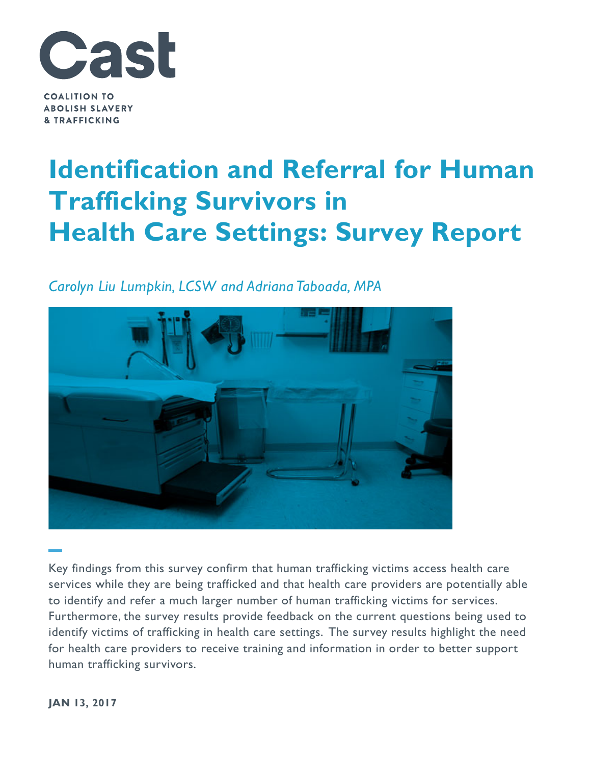# Cast

**COALITION TO ABOLISH SLAVERY & TRAFFICKING**

# Identification and Referral for Human Trafficking Survivors in Health Care Settings: Survey Report

*Carolyn Liu Lumpkin, LCSW and Adriana Taboada, MPA*

Key findings from this survey confirm that human trafficking victims access health care services while they are being trafficked and that health care providers are potentially able to identify and refer a much larger number of human trafficking victims for services. Furthermore, the survey results provide feedback on the current questions being used to identify victims of trafficking in health care settings. The survey results highlight the need for health care providers to receive training and information in order to better support human trafficking survivors.

**JAN 13, 2017**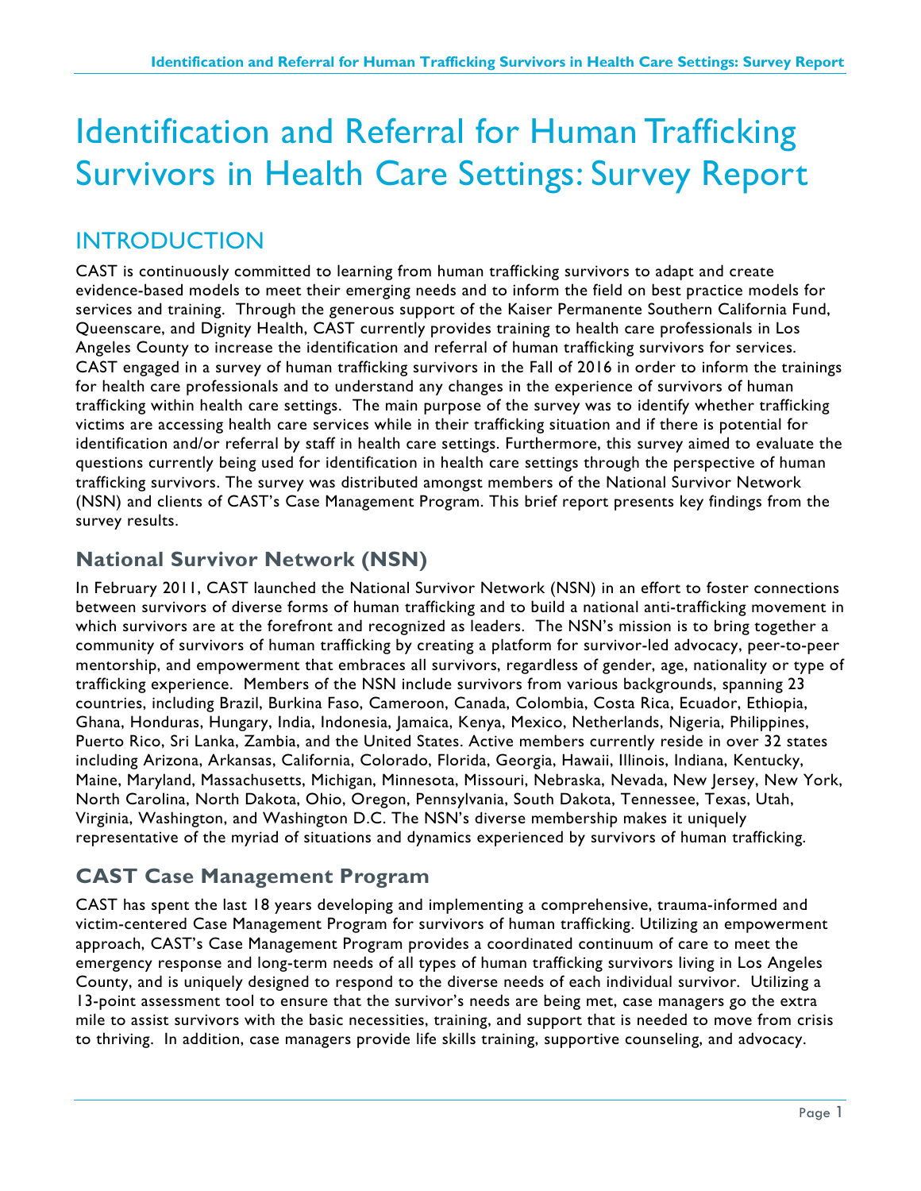# Identification and Referral for Human Trafficking Survivors in Health Care Settings: Survey Report

## INTRODUCTION

CAST is continuously committed to learning from human trafficking survivors to adapt and create evidence-based models to meet their emerging needs and to inform the field on best practice models for services and training. Through the generous support of the Kaiser Permanente Southern California Fund, Queenscare, and Dignity Health, CAST currently provides training to health care professionals in Los Angeles County to increase the identification and referral of human trafficking survivors for services. CAST engaged in a survey of human trafficking survivors in the Fall of 2016 in order to inform the trainings for health care professionals and to understand any changes in the experience of survivors of human trafficking within health care settings. The main purpose of the survey was to identify whether trafficking victims are accessing health care services while in their trafficking situation and if there is potential for identification and/or referral by staff in health care settings. Furthermore, this survey aimed to evaluate the questions currently being used for identification in health care settings through the perspective of human trafficking survivors. The survey was distributed amongst members of the National Survivor Network (NSN) and clients of CAST's Case Management Program. This brief report presents key findings from the survey results.

### National Survivor Network (NSN)

In February 2011, CAST launched the National Survivor Network (NSN) in an effort to foster connections between survivors of diverse forms of human trafficking and to build a national anti-trafficking movement in which survivors are at the forefront and recognized as leaders. The NSN's mission is to bring together a community of survivors of human trafficking by creating a platform for survivor-led advocacy, peer-to-peer mentorship, and empowerment that embraces all survivors, regardless of gender, age, nationality or type of trafficking experience. Members of the NSN include survivors from various backgrounds, spanning 23 countries, including Brazil, Burkina Faso, Cameroon, Canada, Colombia, Costa Rica, Ecuador, Ethiopia, Ghana, Honduras, Hungary, India, Indonesia, Jamaica, Kenya, Mexico, Netherlands, Nigeria, Philippines, Puerto Rico, Sri Lanka, Zambia, and the United States. Active members currently reside in over 32 states including Arizona, Arkansas, California, Colorado, Florida, Georgia, Hawaii, Illinois, Indiana, Kentucky, Maine, Maryland, Massachusetts, Michigan, Minnesota, Missouri, Nebraska, Nevada, New Jersey, New York, North Carolina, North Dakota, Ohio, Oregon, Pennsylvania, South Dakota, Tennessee, Texas, Utah, Virginia, Washington, and Washington D.C. The NSN's diverse membership makes it uniquely representative of the myriad of situations and dynamics experienced by survivors of human trafficking.

### CAST Case Management Program

CAST has spent the last 18 years developing and implementing a comprehensive, trauma-informed and victim-centered Case Management Program for survivors of human trafficking. Utilizing an empowerment approach, CAST's Case Management Program provides a coordinated continuum of care to meet the emergency response and long-term needs of all types of human trafficking survivors living in Los Angeles County, and is uniquely designed to respond to the diverse needs of each individual survivor. Utilizing a 13-point assessment tool to ensure that the survivor's needs are being met, case managers go the extra mile to assist survivors with the basic necessities, training, and support that is needed to move from crisis to thriving. In addition, case managers provide life skills training, supportive counseling, and advocacy.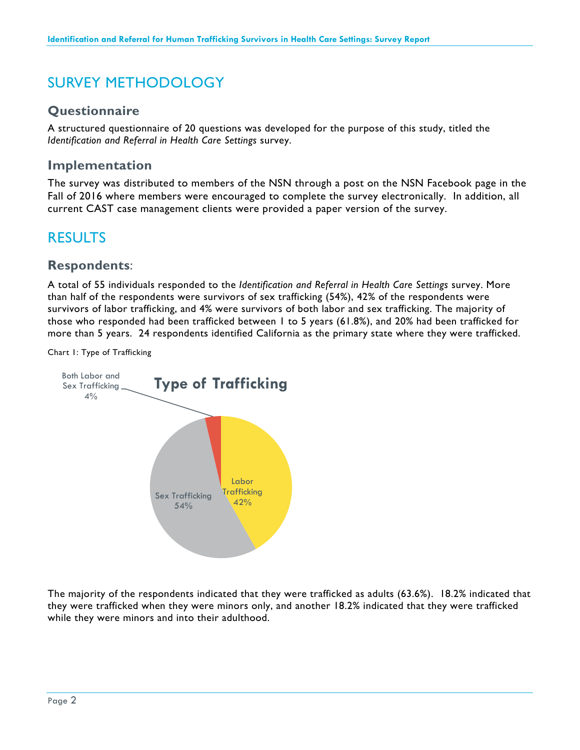# SURVEY METHODOLOGY

## Questionnaire

A structured questionnaire of 20 questions was developed for the purpose of this study, titled the *Identification and Referral in Health Care Settings* survey.

## Implementation

The survey was distributed to members of the NSN through a post on the NSN Facebook page in the Fall of 2016 where members were encouraged to complete the survey electronically. In addition, all current CAST case management clients were provided a paper version of the survey.

# RESULTS

## Respondents:

A total of 55 individuals responded to the *Identification and Referral in Health Care Settings* survey. More than half of the respondents were survivors of sex trafficking (54%), 42% of the respondents were survivors of labor trafficking, and 4% were survivors of both labor and sex trafficking. The majority of those who responded had been trafficked between 1 to 5 years (61.8%), and 20% had been trafficked for more than 5 years. 24 respondents identified California as the primary state where they were trafficked.

Chart 1: Type of Trafficking

**Type of Trafficking**

| Type | Percentage |
|---|---|
| Sex Trafficking | 54% |
| Labor Trafficking | 42% |
| Both Labor and Sex Trafficking | 4% |

The majority of the respondents indicated that they were trafficked as adults (63.6%). 18.2% indicated that they were trafficked when they were minors only, and another 18.2% indicated that they were trafficked while they were minors and into their adulthood.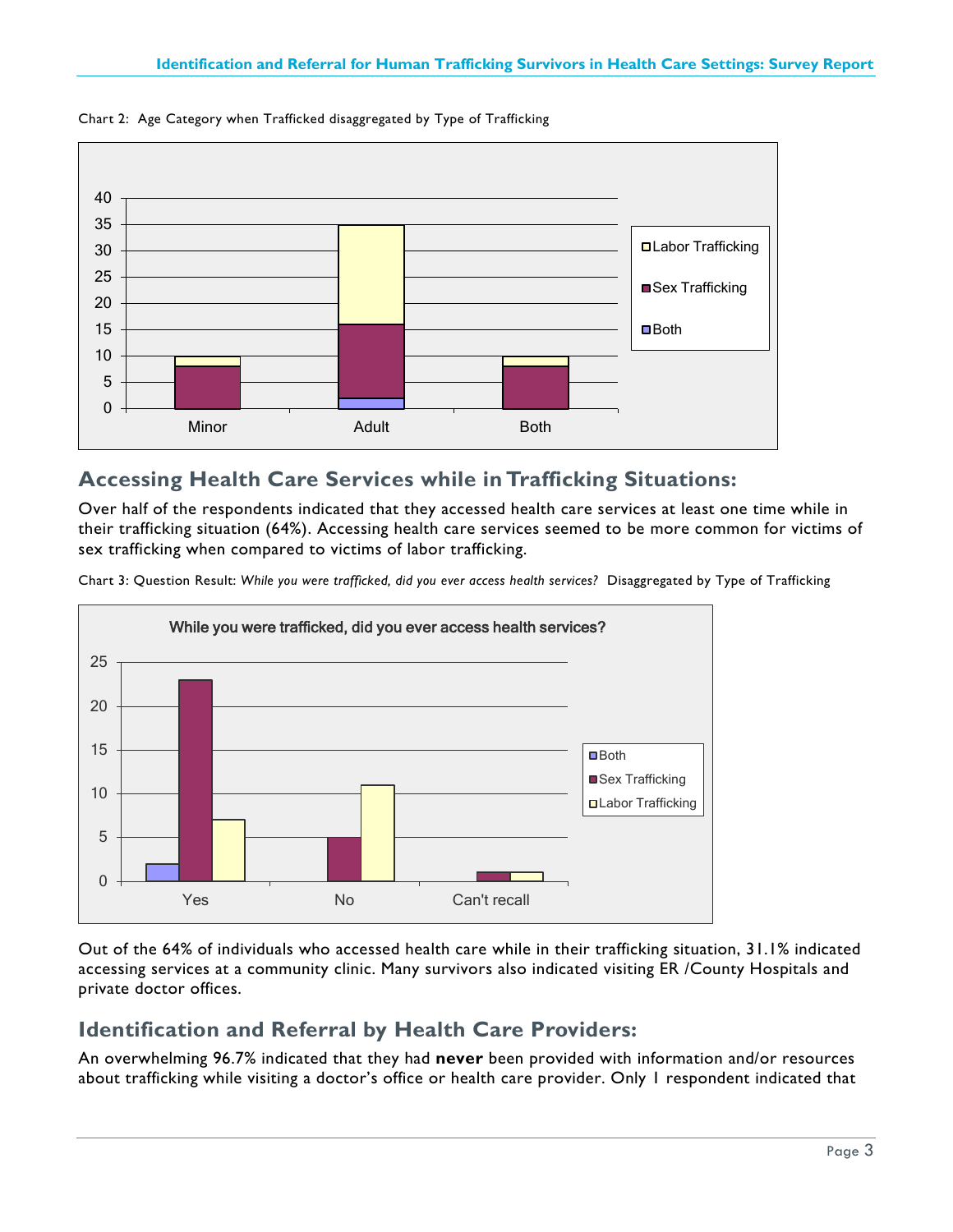Chart 2: Age Category when Trafficked disaggregated by Type of Trafficking

## Accessing Health Care Services while in Trafficking Situations:

Over half of the respondents indicated that they accessed health care services at least one time while in their trafficking situation (64%). Accessing health care services seemed to be more common for victims of sex trafficking when compared to victims of labor trafficking.

Chart 3: Question Result: *While you were trafficked, did you ever access health services?* Disaggregated by Type of Trafficking

Out of the 64% of individuals who accessed health care while in their trafficking situation, 31.1% indicated accessing services at a community clinic. Many survivors also indicated visiting ER /County Hospitals and private doctor offices.

## Identification and Referral by Health Care Providers:

An overwhelming 96.7% indicated that they had **never** been provided with information and/or resources about trafficking while visiting a doctor's office or health care provider. Only 1 respondent indicated that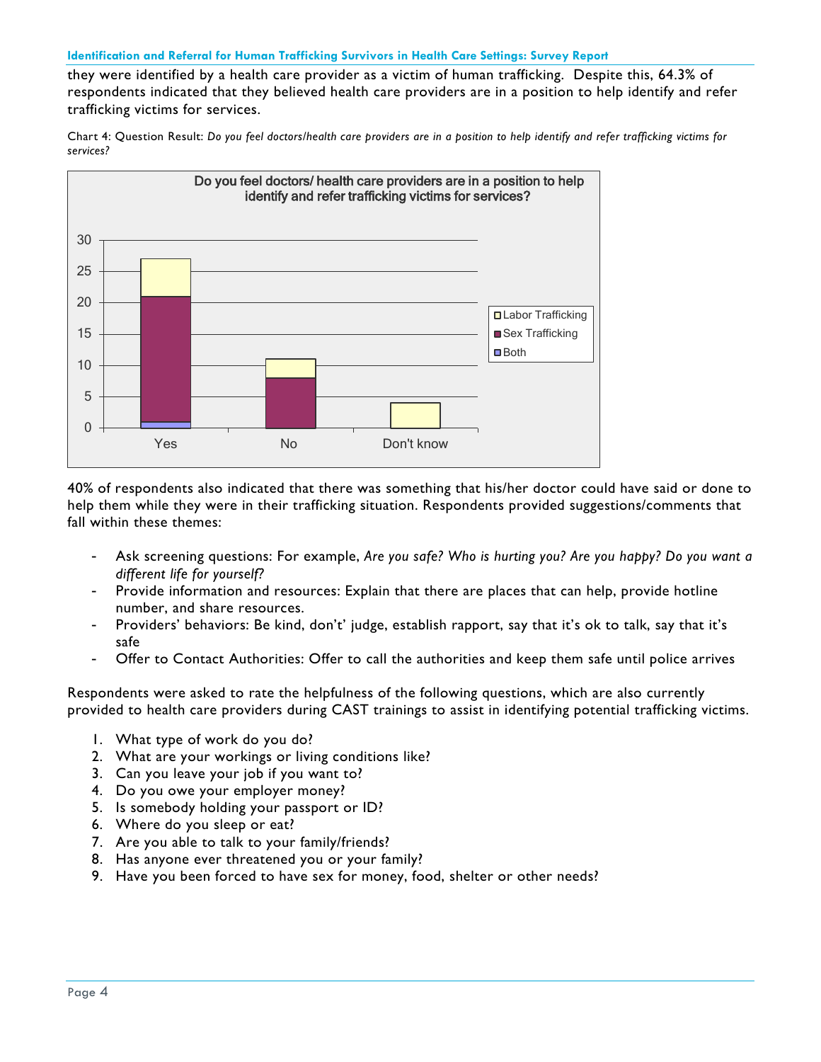they were identified by a health care provider as a victim of human trafficking. Despite this, 64.3% of respondents indicated that they believed health care providers are in a position to help identify and refer trafficking victims for services.

Chart 4: Question Result: *Do you feel doctors/health care providers are in a position to help identify and refer trafficking victims for services?*

40% of respondents also indicated that there was something that his/her doctor could have said or done to help them while they were in their trafficking situation. Respondents provided suggestions/comments that fall within these themes:

- Ask screening questions: For example, *Are you safe? Who is hurting you? Are you happy? Do you want a different life for yourself?*
- Provide information and resources: Explain that there are places that can help, provide hotline number, and share resources.
- Providers' behaviors: Be kind, don't' judge, establish rapport, say that it's ok to talk, say that it's safe
- Offer to Contact Authorities: Offer to call the authorities and keep them safe until police arrives

Respondents were asked to rate the helpfulness of the following questions, which are also currently provided to health care providers during CAST trainings to assist in identifying potential trafficking victims.

1. What type of work do you do?
2. What are your workings or living conditions like?
3. Can you leave your job if you want to?
4. Do you owe your employer money?
5. Is somebody holding your passport or ID?
6. Where do you sleep or eat?
7. Are you able to talk to your family/friends?
8. Has anyone ever threatened you or your family?
9. Have you been forced to have sex for money, food, shelter or other needs?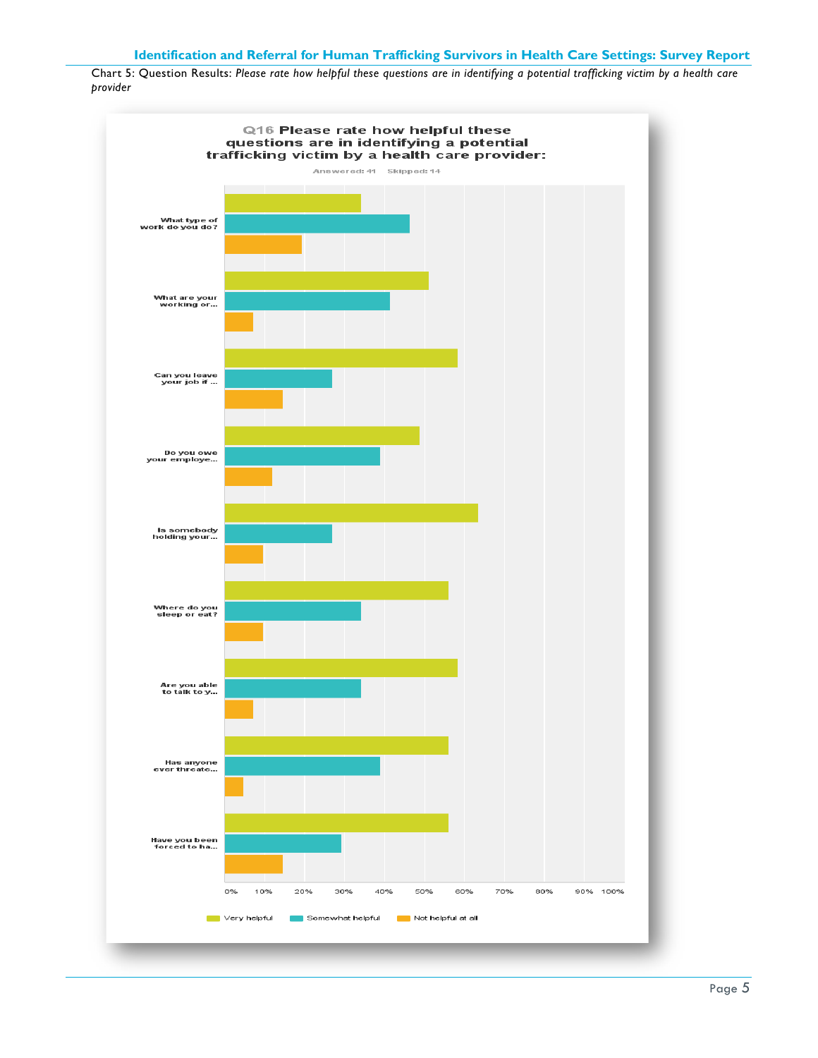Chart 5: Question Results: *Please rate how helpful these questions are in identifying a potential trafficking victim by a health care provider*

Q16 Please rate how helpful these questions are in identifying a potential trafficking victim by a health care provider:

Answered: 41 Skipped: 14

- What type of work do you do?
- What are your working or...
- Can you leave your job if ...
- Do you owe your employe...
- Is somebody holding your...
- Where do you sleep or eat?
- Are you able to talk to y...
- Has anyone ever threate...
- Have you been forced to ha...

0% 10% 20% 30% 40% 50% 60% 70% 80% 90% 100%

Very helpful | Somewhat helpful | Not helpful at all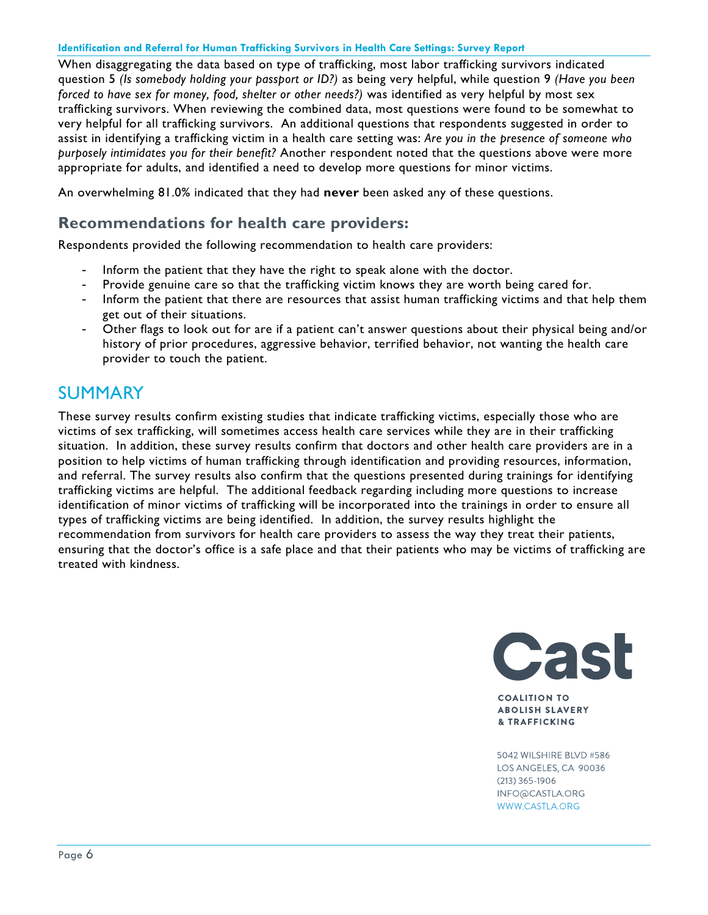When disaggregating the data based on type of trafficking, most labor trafficking survivors indicated question 5 *(Is somebody holding your passport or ID?)* as being very helpful, while question 9 *(Have you been forced to have sex for money, food, shelter or other needs?)* was identified as very helpful by most sex trafficking survivors. When reviewing the combined data, most questions were found to be somewhat to very helpful for all trafficking survivors. An additional questions that respondents suggested in order to assist in identifying a trafficking victim in a health care setting was: *Are you in the presence of someone who purposely intimidates you for their benefit?* Another respondent noted that the questions above were more appropriate for adults, and identified a need to develop more questions for minor victims.

An overwhelming 81.0% indicated that they had **never** been asked any of these questions.

## Recommendations for health care providers:

Respondents provided the following recommendation to health care providers:

- Inform the patient that they have the right to speak alone with the doctor.
- Provide genuine care so that the trafficking victim knows they are worth being cared for.
- Inform the patient that there are resources that assist human trafficking victims and that help them get out of their situations.
- Other flags to look out for are if a patient can't answer questions about their physical being and/or history of prior procedures, aggressive behavior, terrified behavior, not wanting the health care provider to touch the patient.

# SUMMARY

These survey results confirm existing studies that indicate trafficking victims, especially those who are victims of sex trafficking, will sometimes access health care services while they are in their trafficking situation. In addition, these survey results confirm that doctors and other health care providers are in a position to help victims of human trafficking through identification and providing resources, information, and referral. The survey results also confirm that the questions presented during trainings for identifying trafficking victims are helpful. The additional feedback regarding including more questions to increase identification of minor victims of trafficking will be incorporated into the trainings in order to ensure all types of trafficking victims are being identified. In addition, the survey results highlight the recommendation from survivors for health care providers to assess the way they treat their patients, ensuring that the doctor's office is a safe place and that their patients who may be victims of trafficking are treated with kindness.

Cast

COALITION TO ABOLISH SLAVERY & TRAFFICKING

5042 WILSHIRE BLVD #586
LOS ANGELES, CA 90036
(213) 365-1906
INFO@CASTLA.ORG
WWW.CASTLA.ORG